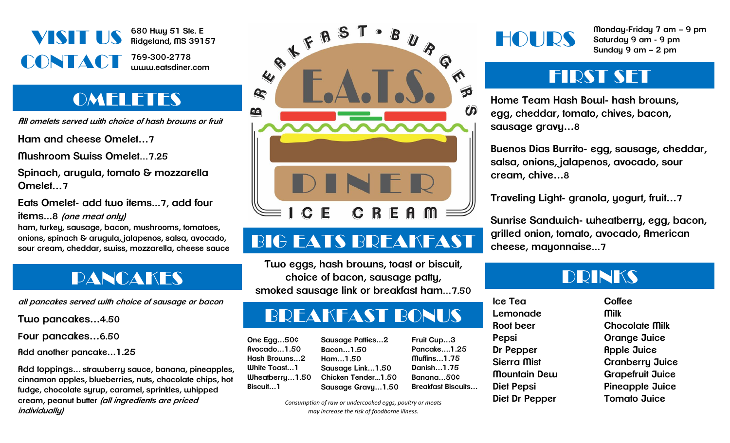# VISIT US

680 Hwy 51 Ste. E
Ridgeland, MS 39157

# CONTACT

769-300-2778
www.eatsdiner.com

## OMELETES

*All omelets served with choice of hash browns or fruit*

Ham and cheese Omelet…7

Mushroom Swiss Omelet…7.25

Spinach, arugula, tomato & mozzarella Omelet…7

Eats Omelet- add two items…7, add four items…8 *(one meat only)*
ham, turkey, sausage, bacon, mushrooms, tomatoes, onions, spinach & arugula, jalapenos, salsa, avocado, sour cream, cheddar, swiss, mozzarella, cheese sauce

## PANCAKES

*all pancakes served with choice of sausage or bacon*

Two pancakes…4.50

Four pancakes…6.50

Add another pancake…1.25

Add toppings… strawberry sauce, banana, pineapples, cinnamon apples, blueberries, nuts, chocolate chips, hot fudge, chocolate syrup, caramel, sprinkles, whipped cream, peanut butter *(all ingredients are priced individually)*

# BREAKFAST • BURGERS
# E.A.T.S.
# DINER
# ICE CREAM

## BIG EATS BREAKFAST

Two eggs, hash browns, toast or biscuit, choice of bacon, sausage patty, smoked sausage link or breakfast ham…7.50

## BREAKFAST BONUS

One Egg…50¢
Avocado…1.50
Hash Browns…2
White Toast…1
Wheatberry…1.50
Biscuit…1
Sausage Patties…2
Bacon…1.50
Ham…1.50
Sausage Link…1.50
Chicken Tender…1.50
Sausage Gravy…1.50
Fruit Cup…3
Pancake….1.25
Muffins…1.75
Danish…1.75
Banana…50¢
Breakfast Biscuits…

*Consumption of raw or undercooked eggs, poultry or meats may increase the risk of foodborne illness.*

# HOURS

Monday-Friday 7 am – 9 pm
Saturday 9 am - 9 pm
Sunday 9 am – 2 pm

## FIRST SET

Home Team Hash Bowl- hash browns, egg, cheddar, tomato, chives, bacon, sausage gravy…8

Buenos Dias Burrito- egg, sausage, cheddar, salsa, onions, jalapenos, avocado, sour cream, chive…8

Traveling Light- granola, yogurt, fruit…7

Sunrise Sandwich- wheatberry, egg, bacon, grilled onion, tomato, avocado, American cheese, mayonnaise…7

## DRINKS

Ice Tea
Lemonade
Root beer
Pepsi
Dr Pepper
Sierra Mist
Mountain Dew
Diet Pepsi
Diet Dr Pepper
Coffee
Milk
Chocolate Milk
Orange Juice
Apple Juice
Cranberry Juice
Grapefruit Juice
Pineapple Juice
Tomato Juice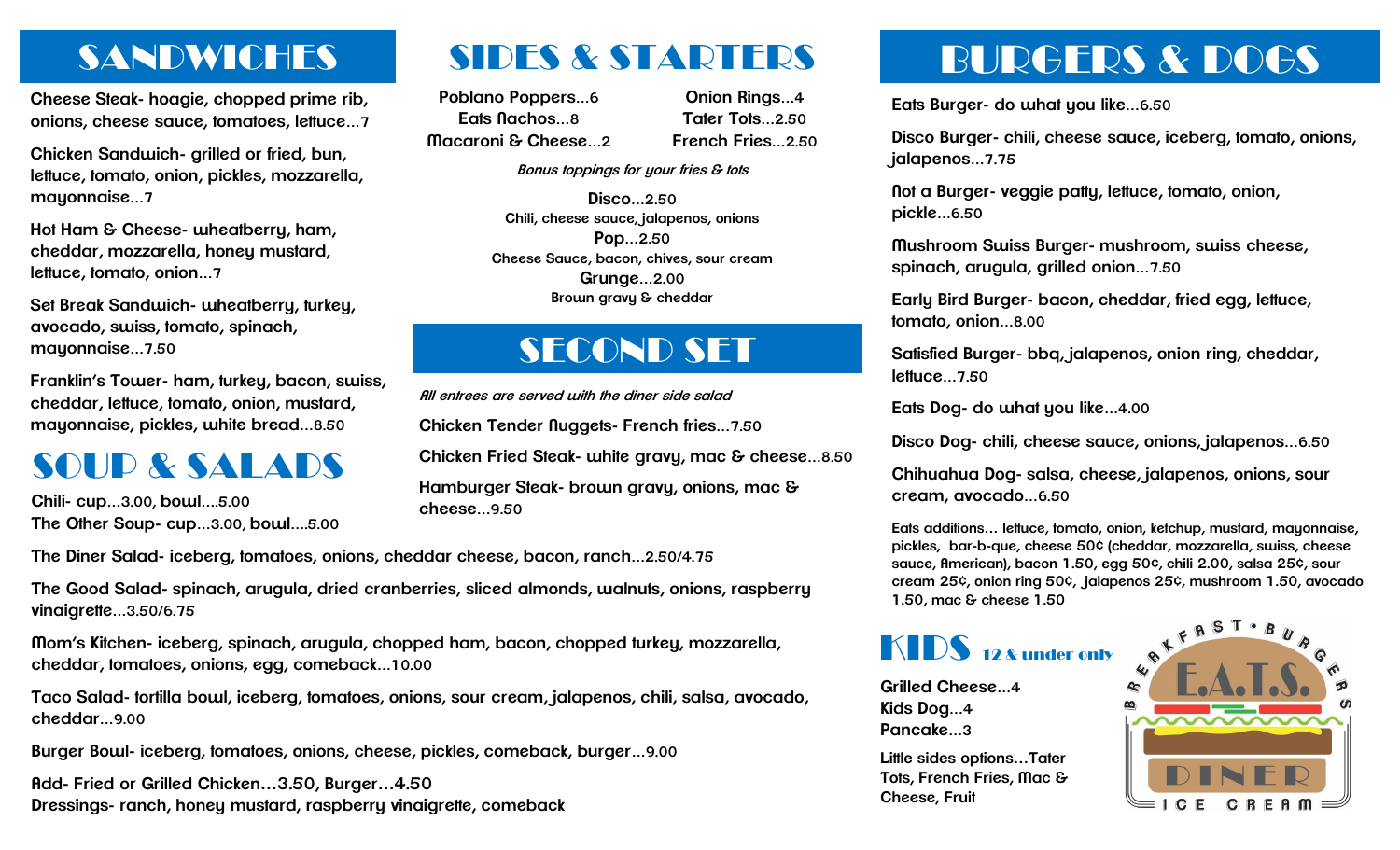## SANDWICHES

Cheese Steak- hoagie, chopped prime rib, onions, cheese sauce, tomatoes, lettuce...7

Chicken Sandwich- grilled or fried, bun, lettuce, tomato, onion, pickles, mozzarella, mayonnaise...7

Hot Ham & Cheese- wheatberry, ham, cheddar, mozzarella, honey mustard, lettuce, tomato, onion...7

Set Break Sandwich- wheatberry, turkey, avocado, swiss, tomato, spinach, mayonnaise...7.50

Franklin's Tower- ham, turkey, bacon, swiss, cheddar, lettuce, tomato, onion, mustard, mayonnaise, pickles, white bread...8.50

## SOUP & SALADS

Chili- cup...3.00, bowl....5.00
The Other Soup- cup...3.00, bowl....5.00

The Diner Salad- iceberg, tomatoes, onions, cheddar cheese, bacon, ranch...2.50/4.75

The Good Salad- spinach, arugula, dried cranberries, sliced almonds, walnuts, onions, raspberry vinaigrette...3.50/6.75

Mom's Kitchen- iceberg, spinach, arugula, chopped ham, bacon, chopped turkey, mozzarella, cheddar, tomatoes, onions, egg, comeback...10.00

Taco Salad- tortilla bowl, iceberg, tomatoes, onions, sour cream, jalapenos, chili, salsa, avocado, cheddar...9.00

Burger Bowl- iceberg, tomatoes, onions, cheese, pickles, comeback, burger...9.00

Add- Fried or Grilled Chicken...3.50, Burger...4.50
Dressings- ranch, honey mustard, raspberry vinaigrette, comeback

## SIDES & STARTERS

Poblano Poppers...6
Eats Nachos...8
Macaroni & Cheese...2
Onion Rings...4
Tater Tots...2.50
French Fries...2.50

*Bonus toppings for your fries & tots*

**Disco**...2.50
Chili, cheese sauce, jalapenos, onions

**Pop**...2.50
Cheese Sauce, bacon, chives, sour cream

**Grunge**...2.00
Brown gravy & cheddar

## SECOND SET

*All entrees are served with the diner side salad*

Chicken Tender Nuggets- French fries...7.50

Chicken Fried Steak- white gravy, mac & cheese...8.50

Hamburger Steak- brown gravy, onions, mac & cheese...9.50

## BURGERS & DOGS

Eats Burger- do what you like...6.50

Disco Burger- chili, cheese sauce, iceberg, tomato, onions, jalapenos...7.75

Not a Burger- veggie patty, lettuce, tomato, onion, pickle...6.50

Mushroom Swiss Burger- mushroom, swiss cheese, spinach, arugula, grilled onion...7.50

Early Bird Burger- bacon, cheddar, fried egg, lettuce, tomato, onion...8.00

Satisfied Burger- bbq, jalapenos, onion ring, cheddar, lettuce...7.50

Eats Dog- do what you like...4.00

Disco Dog- chili, cheese sauce, onions, jalapenos...6.50

Chihuahua Dog- salsa, cheese, jalapenos, onions, sour cream, avocado...6.50

Eats additions... lettuce, tomato, onion, ketchup, mustard, mayonnaise, pickles, bar-b-que, cheese 50¢ (cheddar, mozzarella, swiss, cheese sauce, American), bacon 1.50, egg 50¢, chili 2.00, salsa 25¢, sour cream 25¢, onion ring 50¢, jalapenos 25¢, mushroom 1.50, avocado 1.50, mac & cheese 1.50

## KIDS 12 & under only

Grilled Cheese...4
Kids Dog...4
Pancake...3

Little sides options...Tater Tots, French Fries, Mac & Cheese, Fruit

BREAKFAST • BURGERS
E.A.T.S.
DINER
ICE CREAM